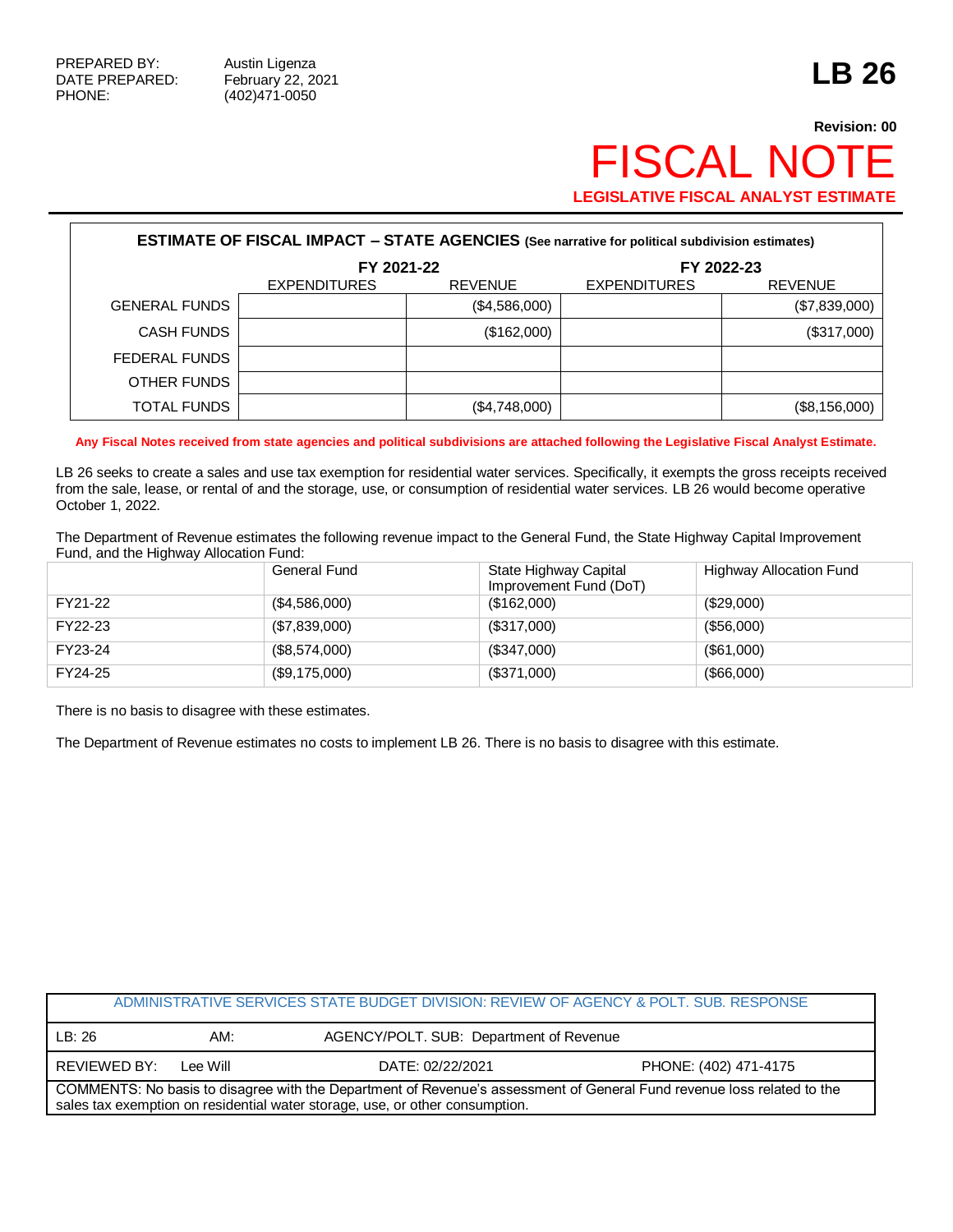PREPARED BY: Austin Ligenza
DATE PREPARED: February 22, 2021
PHONE: (402)471-0050

# LB 26

**Revision: 00**

# FISCAL NOTE

**LEGISLATIVE FISCAL ANALYST ESTIMATE**

| ESTIMATE OF FISCAL IMPACT – STATE AGENCIES (See narrative for political subdivision estimates) | | | | |
|---|---|---|---|---|
| | FY 2021-22 | | FY 2022-23 | |
| | EXPENDITURES | REVENUE | EXPENDITURES | REVENUE |
| GENERAL FUNDS | | ($4,586,000) | | ($7,839,000) |
| CASH FUNDS | | ($162,000) | | ($317,000) |
| FEDERAL FUNDS | | | | |
| OTHER FUNDS | | | | |
| TOTAL FUNDS | | ($4,748,000) | | ($8,156,000) |

**Any Fiscal Notes received from state agencies and political subdivisions are attached following the Legislative Fiscal Analyst Estimate.**

LB 26 seeks to create a sales and use tax exemption for residential water services. Specifically, it exempts the gross receipts received from the sale, lease, or rental of and the storage, use, or consumption of residential water services. LB 26 would become operative October 1, 2022.

The Department of Revenue estimates the following revenue impact to the General Fund, the State Highway Capital Improvement Fund, and the Highway Allocation Fund:

| | General Fund | State Highway Capital Improvement Fund (DoT) | Highway Allocation Fund |
|---|---|---|---|
| FY21-22 | ($4,586,000) | ($162,000) | ($29,000) |
| FY22-23 | ($7,839,000) | ($317,000) | ($56,000) |
| FY23-24 | ($8,574,000) | ($347,000) | ($61,000) |
| FY24-25 | ($9,175,000) | ($371,000) | ($66,000) |

There is no basis to disagree with these estimates.

The Department of Revenue estimates no costs to implement LB 26. There is no basis to disagree with this estimate.

| ADMINISTRATIVE SERVICES STATE BUDGET DIVISION: REVIEW OF AGENCY & POLT. SUB. RESPONSE | | |
|---|---|---|
| LB: 26 | AM: | AGENCY/POLT. SUB: Department of Revenue |
| REVIEWED BY: Lee Will | DATE: 02/22/2021 | PHONE: (402) 471-4175 |
| COMMENTS: No basis to disagree with the Department of Revenue's assessment of General Fund revenue loss related to the sales tax exemption on residential water storage, use, or other consumption. | | |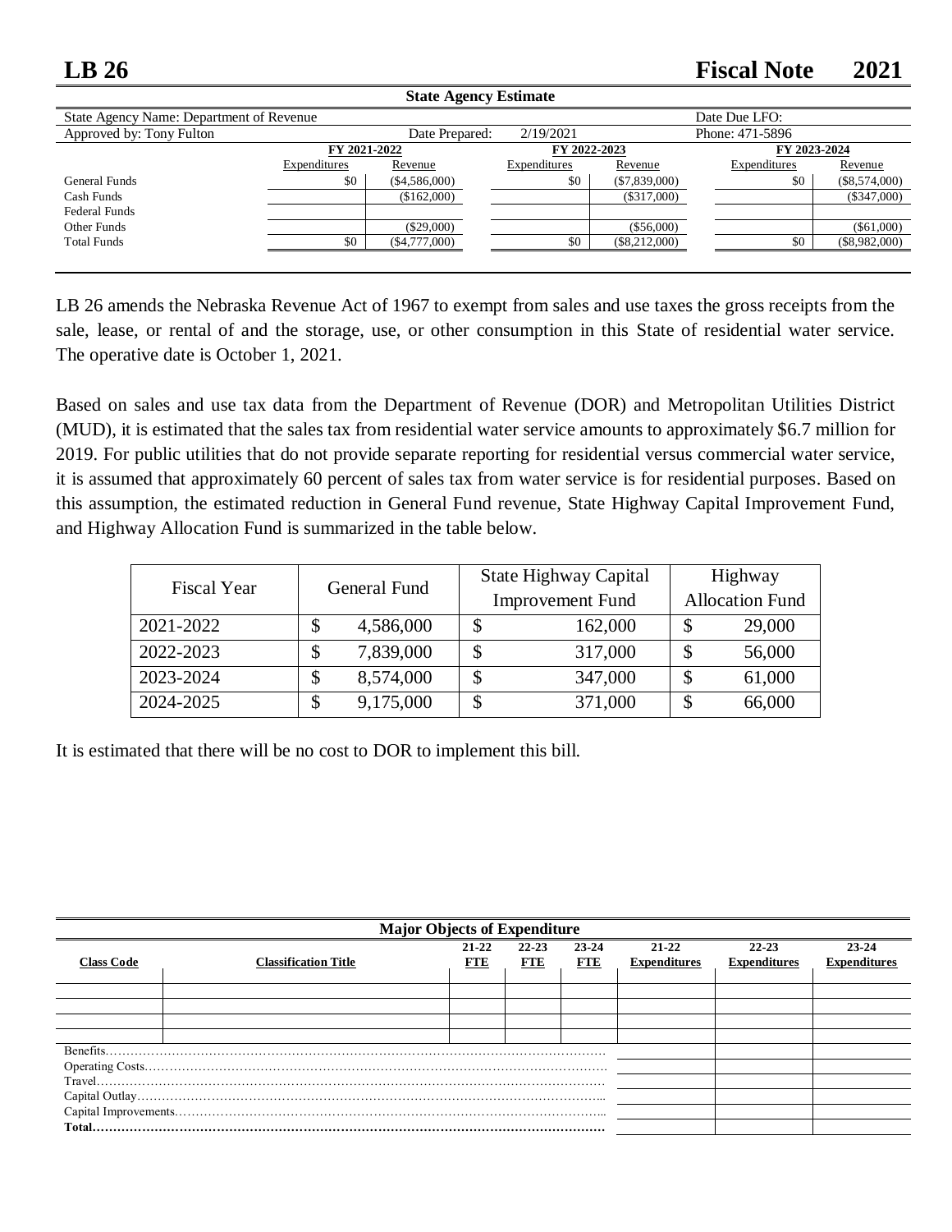# LB 26 — Fiscal Note 2021

**State Agency Estimate**

| State Agency Name: Department of Revenue | | | | | | Date Due LFO: |
|---|---|---|---|---|---|---|
| Approved by: Tony Fulton | | | Date Prepared: 2/19/2021 | | | Phone: 471-5896 |

| | FY 2021-2022 | | FY 2022-2023 | | FY 2023-2024 | |
|---|---|---|---|---|---|---|
| | Expenditures | Revenue | Expenditures | Revenue | Expenditures | Revenue |
| General Funds | $0 | ($4,586,000) | $0 | ($7,839,000) | $0 | ($8,574,000) |
| Cash Funds | | ($162,000) | | ($317,000) | | ($347,000) |
| Federal Funds | | | | | | |
| Other Funds | | ($29,000) | | ($56,000) | | ($61,000) |
| Total Funds | $0 | ($4,777,000) | $0 | ($8,212,000) | $0 | ($8,982,000) |

LB 26 amends the Nebraska Revenue Act of 1967 to exempt from sales and use taxes the gross receipts from the sale, lease, or rental of and the storage, use, or other consumption in this State of residential water service. The operative date is October 1, 2021.

Based on sales and use tax data from the Department of Revenue (DOR) and Metropolitan Utilities District (MUD), it is estimated that the sales tax from residential water service amounts to approximately $6.7 million for 2019. For public utilities that do not provide separate reporting for residential versus commercial water service, it is assumed that approximately 60 percent of sales tax from water service is for residential purposes. Based on this assumption, the estimated reduction in General Fund revenue, State Highway Capital Improvement Fund, and Highway Allocation Fund is summarized in the table below.

| Fiscal Year | General Fund | State Highway Capital Improvement Fund | Highway Allocation Fund |
|---|---|---|---|
| 2021-2022 | $ 4,586,000 | $ 162,000 | $ 29,000 |
| 2022-2023 | $ 7,839,000 | $ 317,000 | $ 56,000 |
| 2023-2024 | $ 8,574,000 | $ 347,000 | $ 61,000 |
| 2024-2025 | $ 9,175,000 | $ 371,000 | $ 66,000 |

It is estimated that there will be no cost to DOR to implement this bill.

**Major Objects of Expenditure**

| Class Code | Classification Title | 21-22 FTE | 22-23 FTE | 23-24 FTE | 21-22 Expenditures | 22-23 Expenditures | 23-24 Expenditures |
|---|---|---|---|---|---|---|---|
| | | | | | | | |
| | | | | | | | |
| | | | | | | | |
| | | | | | | | |
| Benefits | | | | | | | |
| Operating Costs | | | | | | | |
| Travel | | | | | | | |
| Capital Outlay | | | | | | | |
| Capital Improvements | | | | | | | |
| **Total** | | | | | | | |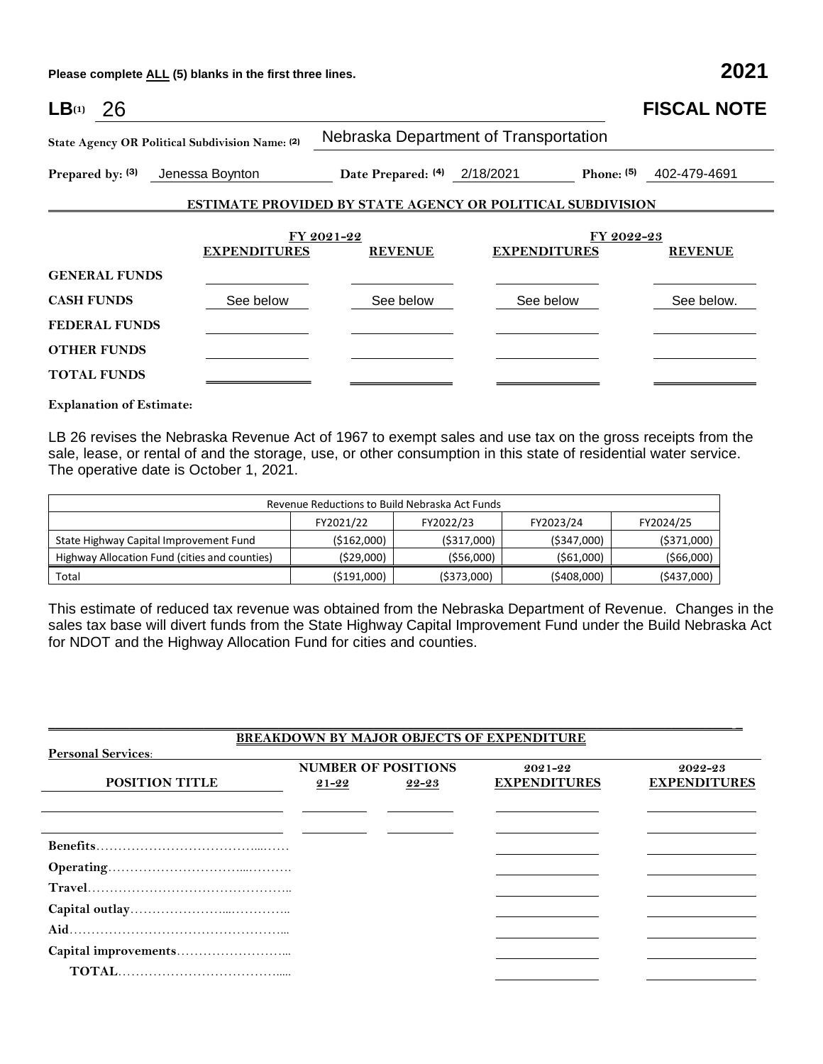Please complete ALL (5) blanks in the first three lines. **2021**

**LB**(1) 26 **FISCAL NOTE**

**State Agency OR Political Subdivision Name:** (2) Nebraska Department of Transportation

**Prepared by:** (3) Jenessa Boynton **Date Prepared:** (4) 2/18/2021 **Phone:** (5) 402-479-4691

**ESTIMATE PROVIDED BY STATE AGENCY OR POLITICAL SUBDIVISION**

| | FY 2021-22 | | FY 2022-23 | |
|---|---|---|---|---|
| | **EXPENDITURES** | **REVENUE** | **EXPENDITURES** | **REVENUE** |
| **GENERAL FUNDS** | | | | |
| **CASH FUNDS** | See below | See below | See below | See below. |
| **FEDERAL FUNDS** | | | | |
| **OTHER FUNDS** | | | | |
| **TOTAL FUNDS** | | | | |

**Explanation of Estimate:**

LB 26 revises the Nebraska Revenue Act of 1967 to exempt sales and use tax on the gross receipts from the sale, lease, or rental of and the storage, use, or other consumption in this state of residential water service. The operative date is October 1, 2021.

| Revenue Reductions to Build Nebraska Act Funds | | | | |
|---|---|---|---|---|
| | FY2021/22 | FY2022/23 | FY2023/24 | FY2024/25 |
| State Highway Capital Improvement Fund | ($162,000) | ($317,000) | ($347,000) | ($371,000) |
| Highway Allocation Fund (cities and counties) | ($29,000) | ($56,000) | ($61,000) | ($66,000) |
| Total | ($191,000) | ($373,000) | ($408,000) | ($437,000) |

This estimate of reduced tax revenue was obtained from the Nebraska Department of Revenue. Changes in the sales tax base will divert funds from the State Highway Capital Improvement Fund under the Build Nebraska Act for NDOT and the Highway Allocation Fund for cities and counties.

**BREAKDOWN BY MAJOR OBJECTS OF EXPENDITURE**

**Personal Services:**

| POSITION TITLE | NUMBER OF POSITIONS 21-22 | NUMBER OF POSITIONS 22-23 | 2021-22 EXPENDITURES | 2022-23 EXPENDITURES |
|---|---|---|---|---|
| | | | | |
| | | | | |
| **Benefits** | | | | |
| **Operating** | | | | |
| **Travel** | | | | |
| **Capital outlay** | | | | |
| **Aid** | | | | |
| **Capital improvements** | | | | |
| **TOTAL** | | | | |